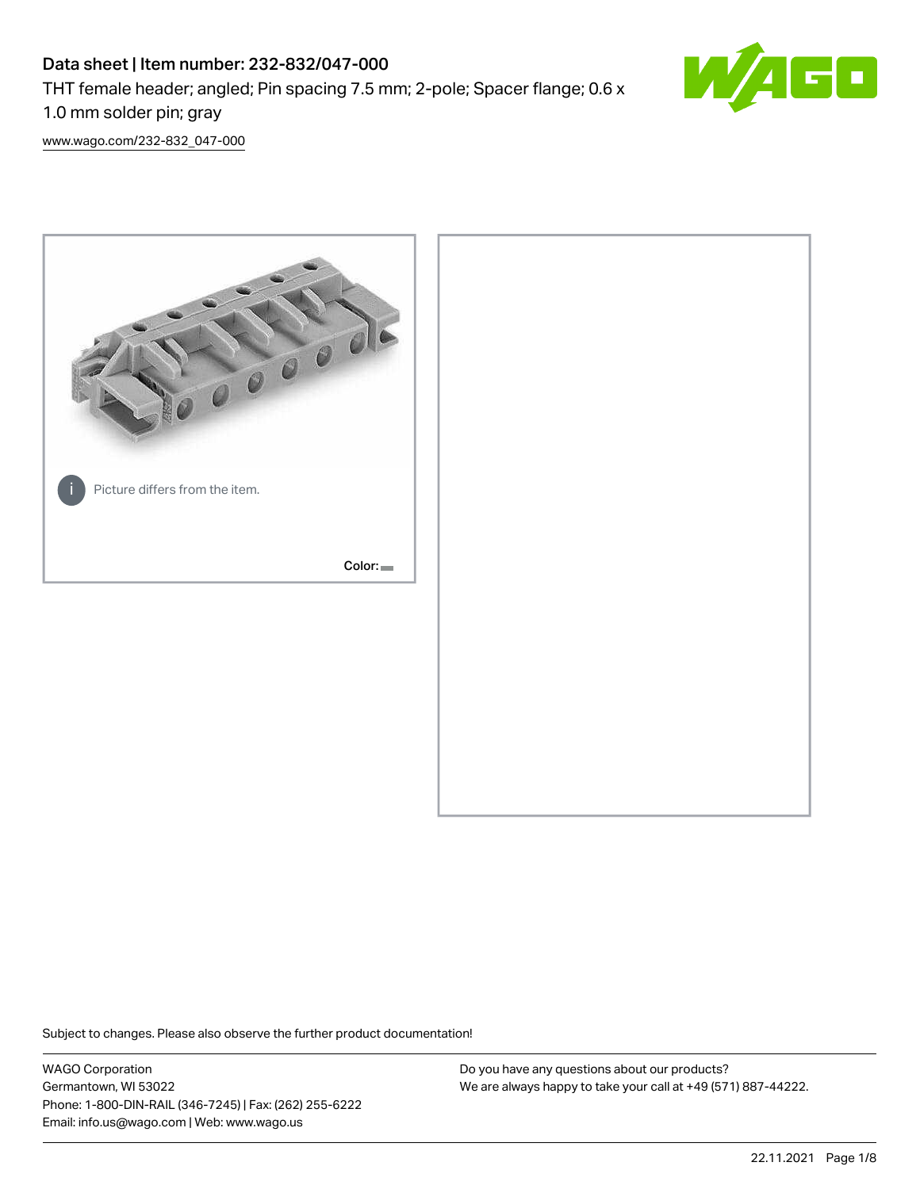# Data sheet | Item number: 232-832/047-000

THT female header; angled; Pin spacing 7.5 mm; 2-pole; Spacer flange; 0.6 x 1.0 mm solder pin; gray

www.wago.com/232-832_047-000

Picture differs from the item.

Color:

Subject to changes. Please also observe the further product documentation!

WAGO Corporation
Germantown, WI 53022
Phone: 1-800-DIN-RAIL (346-7245) | Fax: (262) 255-6222
Email: info.us@wago.com | Web: www.wago.us

Do you have any questions about our products?
We are always happy to take your call at +49 (571) 887-44222.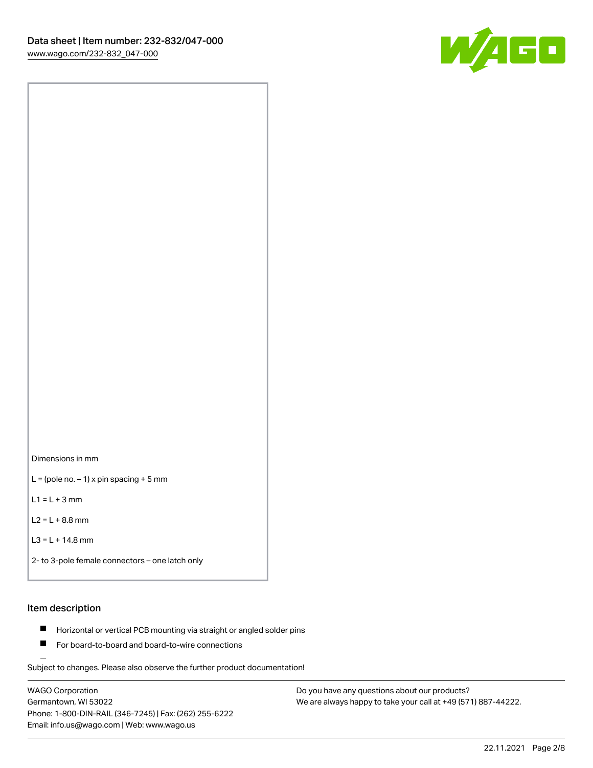Dimensions in mm

L = (pole no. – 1) x pin spacing + 5 mm

L1 = L + 3 mm

L2 = L + 8.8 mm

L3 = L + 14.8 mm

2- to 3-pole female connectors – one latch only

## Item description

- Horizontal or vertical PCB mounting via straight or angled solder pins
- For board-to-board and board-to-wire connections

Subject to changes. Please also observe the further product documentation!

WAGO Corporation
Germantown, WI 53022
Phone: 1-800-DIN-RAIL (346-7245) | Fax: (262) 255-6222
Email: info.us@wago.com | Web: www.wago.us

Do you have any questions about our products?
We are always happy to take your call at +49 (571) 887-44222.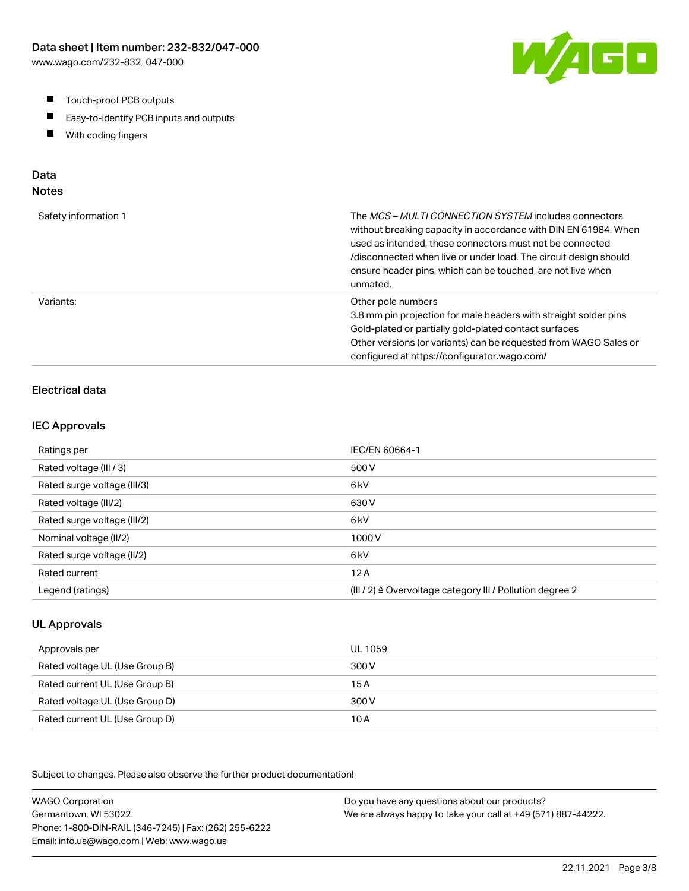- Touch-proof PCB outputs
- Easy-to-identify PCB inputs and outputs
- With coding fingers

## Data

### Notes

| | |
|---|---|
| Safety information 1 | The *MCS – MULTI CONNECTION SYSTEM* includes connectors without breaking capacity in accordance with DIN EN 61984. When used as intended, these connectors must not be connected /disconnected when live or under load. The circuit design should ensure header pins, which can be touched, are not live when unmated. |
| Variants: | Other pole numbers<br>3.8 mm pin projection for male headers with straight solder pins<br>Gold-plated or partially gold-plated contact surfaces<br>Other versions (or variants) can be requested from WAGO Sales or configured at https://configurator.wago.com/ |

### Electrical data

#### IEC Approvals

| | |
|---|---|
| Ratings per | IEC/EN 60664-1 |
| Rated voltage (III / 3) | 500 V |
| Rated surge voltage (III/3) | 6 kV |
| Rated voltage (III/2) | 630 V |
| Rated surge voltage (III/2) | 6 kV |
| Nominal voltage (II/2) | 1000 V |
| Rated surge voltage (II/2) | 6 kV |
| Rated current | 12 A |
| Legend (ratings) | (III / 2) ≙ Overvoltage category III / Pollution degree 2 |

#### UL Approvals

| | |
|---|---|
| Approvals per | UL 1059 |
| Rated voltage UL (Use Group B) | 300 V |
| Rated current UL (Use Group B) | 15 A |
| Rated voltage UL (Use Group D) | 300 V |
| Rated current UL (Use Group D) | 10 A |

Subject to changes. Please also observe the further product documentation!

WAGO Corporation
Germantown, WI 53022
Phone: 1-800-DIN-RAIL (346-7245) | Fax: (262) 255-6222
Email: info.us@wago.com | Web: www.wago.us

Do you have any questions about our products?
We are always happy to take your call at +49 (571) 887-44222.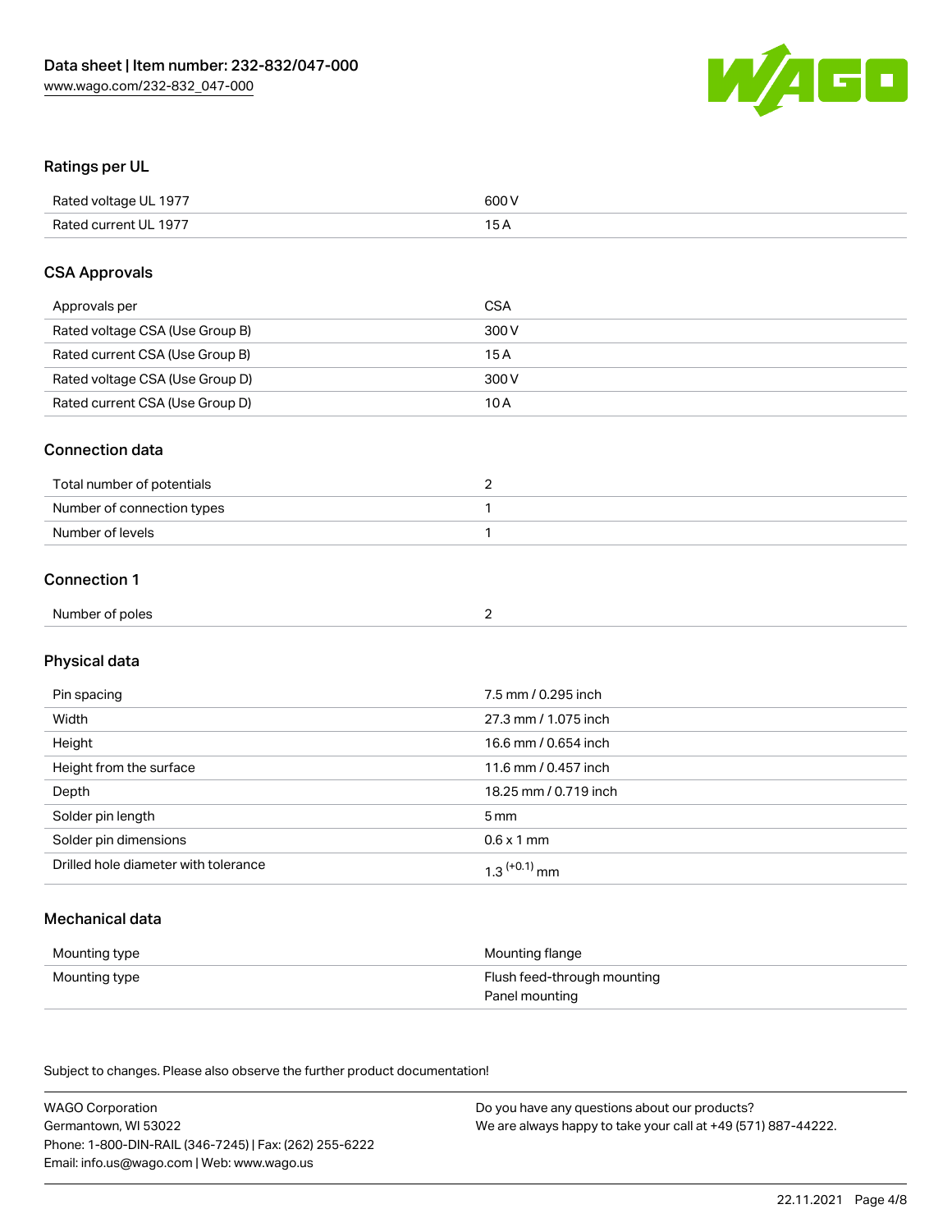## Ratings per UL

| | |
|---|---|
| Rated voltage UL 1977 | 600 V |
| Rated current UL 1977 | 15 A |

## CSA Approvals

| | |
|---|---|
| Approvals per | CSA |
| Rated voltage CSA (Use Group B) | 300 V |
| Rated current CSA (Use Group B) | 15 A |
| Rated voltage CSA (Use Group D) | 300 V |
| Rated current CSA (Use Group D) | 10 A |

## Connection data

| | |
|---|---|
| Total number of potentials | 2 |
| Number of connection types | 1 |
| Number of levels | 1 |

## Connection 1

| | |
|---|---|
| Number of poles | 2 |

## Physical data

| | |
|---|---|
| Pin spacing | 7.5 mm / 0.295 inch |
| Width | 27.3 mm / 1.075 inch |
| Height | 16.6 mm / 0.654 inch |
| Height from the surface | 11.6 mm / 0.457 inch |
| Depth | 18.25 mm / 0.719 inch |
| Solder pin length | 5 mm |
| Solder pin dimensions | 0.6 x 1 mm |
| Drilled hole diameter with tolerance | $1.3^{(+0.1)}$ mm |

## Mechanical data

| | |
|---|---|
| Mounting type | Mounting flange |
| Mounting type | Flush feed-through mounting<br>Panel mounting |

Subject to changes. Please also observe the further product documentation!

WAGO Corporation
Germantown, WI 53022
Phone: 1-800-DIN-RAIL (346-7245) | Fax: (262) 255-6222
Email: info.us@wago.com | Web: www.wago.us

Do you have any questions about our products?
We are always happy to take your call at +49 (571) 887-44222.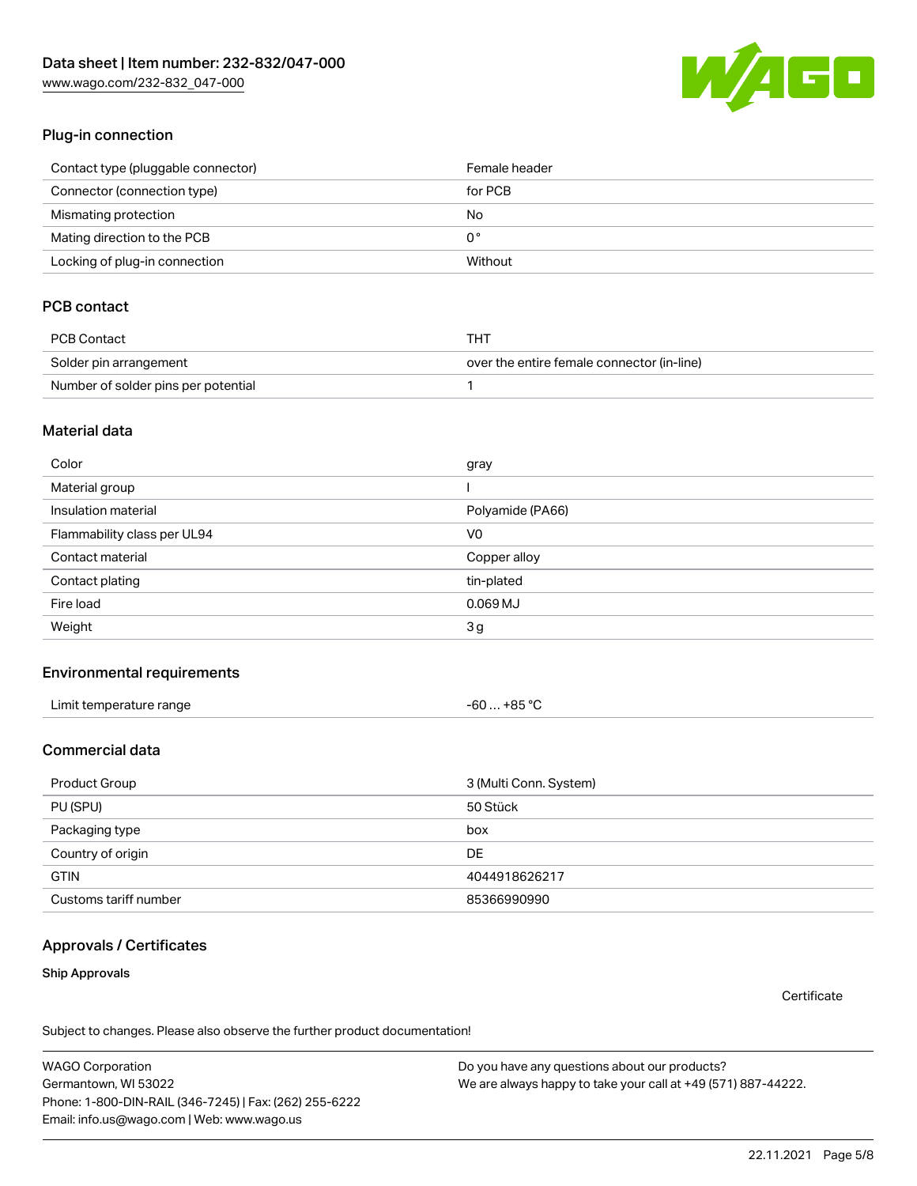## Plug-in connection

| | |
|---|---|
| Contact type (pluggable connector) | Female header |
| Connector (connection type) | for PCB |
| Mismating protection | No |
| Mating direction to the PCB | 0 ° |
| Locking of plug-in connection | Without |

## PCB contact

| | |
|---|---|
| PCB Contact | THT |
| Solder pin arrangement | over the entire female connector (in-line) |
| Number of solder pins per potential | 1 |

## Material data

| | |
|---|---|
| Color | gray |
| Material group | I |
| Insulation material | Polyamide (PA66) |
| Flammability class per UL94 | V0 |
| Contact material | Copper alloy |
| Contact plating | tin-plated |
| Fire load | 0.069 MJ |
| Weight | 3 g |

## Environmental requirements

| | |
|---|---|
| Limit temperature range | -60 … +85 °C |

## Commercial data

| | |
|---|---|
| Product Group | 3 (Multi Conn. System) |
| PU (SPU) | 50 Stück |
| Packaging type | box |
| Country of origin | DE |
| GTIN | 4044918626217 |
| Customs tariff number | 85366990990 |

## Approvals / Certificates

### Ship Approvals

Certificate

Subject to changes. Please also observe the further product documentation!

WAGO Corporation
Germantown, WI 53022
Phone: 1-800-DIN-RAIL (346-7245) | Fax: (262) 255-6222
Email: info.us@wago.com | Web: www.wago.us

Do you have any questions about our products?
We are always happy to take your call at +49 (571) 887-44222.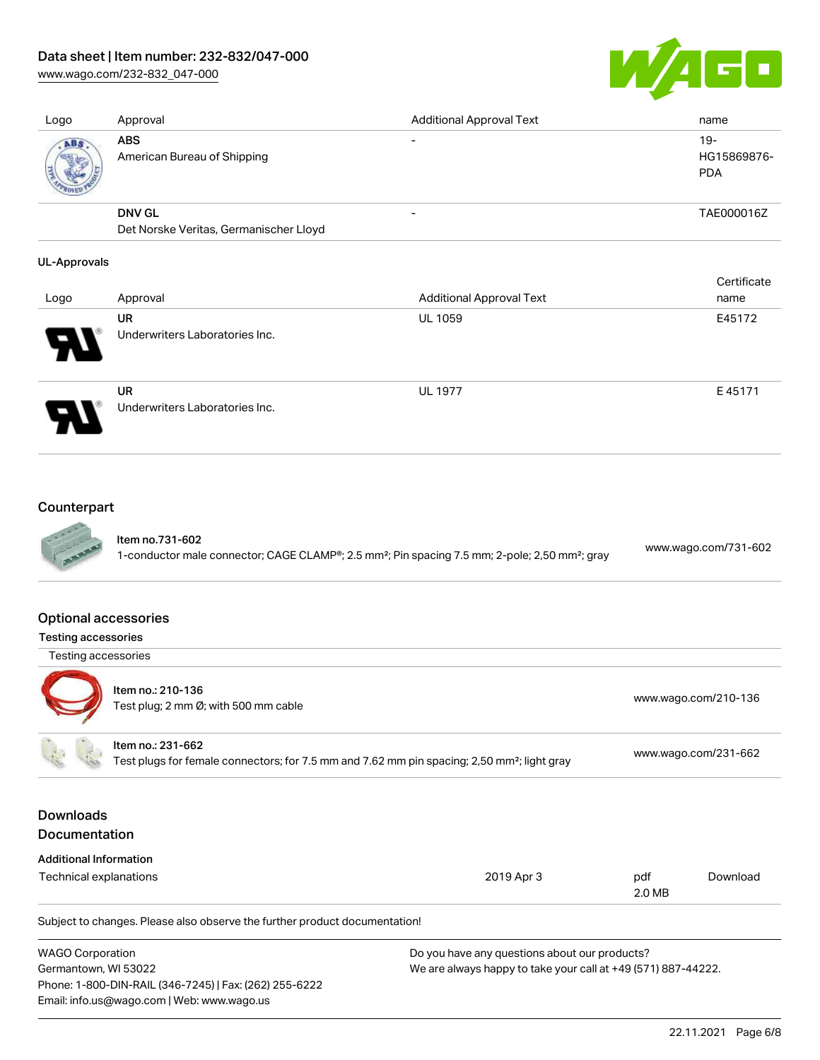| Logo | Approval | Additional Approval Text | name |
| --- | --- | --- | --- |
| | **ABS**<br>American Bureau of Shipping | - | 19-HG15869876-PDA |
| | **DNV GL**<br>Det Norske Veritas, Germanischer Lloyd | - | TAE000016Z |

**UL-Approvals**

| Logo | Approval | Additional Approval Text | Certificate name |
| --- | --- | --- | --- |
| | **UR**<br>Underwriters Laboratories Inc. | UL 1059 | E45172 |
| | **UR**<br>Underwriters Laboratories Inc. | UL 1977 | E 45171 |

## Counterpart

| Item | Link |
| --- | --- |
| Item no.731-602<br>1-conductor male connector; CAGE CLAMP®; 2.5 mm²; Pin spacing 7.5 mm; 2-pole; 2,50 mm²; gray | www.wago.com/731-602 |

## Optional accessories

**Testing accessories**

| Testing accessories | |
| --- | --- |
| Item no.: 210-136<br>Test plug; 2 mm Ø; with 500 mm cable | www.wago.com/210-136 |
| Item no.: 231-662<br>Test plugs for female connectors; for 7.5 mm and 7.62 mm pin spacing; 2,50 mm²; light gray | www.wago.com/231-662 |

## Downloads
## Documentation

**Additional Information**

| | | | |
| --- | --- | --- | --- |
| Technical explanations | 2019 Apr 3 | pdf<br>2.0 MB | Download |

Subject to changes. Please also observe the further product documentation!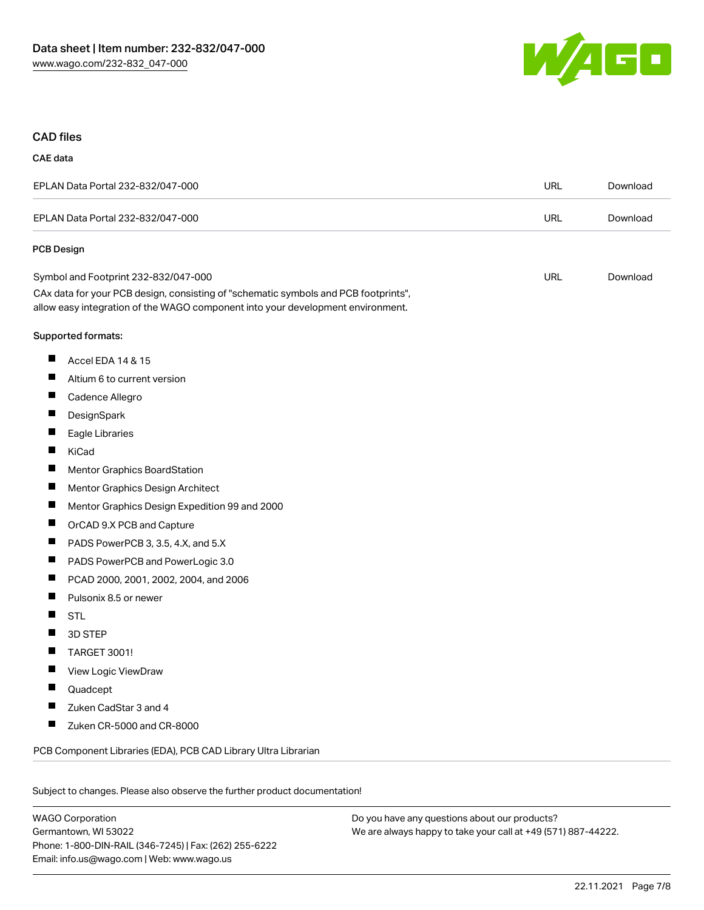## CAD files

### CAE data

| | | |
|---|---|---|
| EPLAN Data Portal 232-832/047-000 | URL | Download |
| EPLAN Data Portal 232-832/047-000 | URL | Download |

### PCB Design

| | | |
|---|---|---|
| Symbol and Footprint 232-832/047-000<br>CAx data for your PCB design, consisting of "schematic symbols and PCB footprints", allow easy integration of the WAGO component into your development environment. | URL | Download |

**Supported formats:**

- Accel EDA 14 & 15
- Altium 6 to current version
- Cadence Allegro
- DesignSpark
- Eagle Libraries
- KiCad
- Mentor Graphics BoardStation
- Mentor Graphics Design Architect
- Mentor Graphics Design Expedition 99 and 2000
- OrCAD 9.X PCB and Capture
- PADS PowerPCB 3, 3.5, 4.X, and 5.X
- PADS PowerPCB and PowerLogic 3.0
- PCAD 2000, 2001, 2002, 2004, and 2006
- Pulsonix 8.5 or newer
- STL
- 3D STEP
- TARGET 3001!
- View Logic ViewDraw
- Quadcept
- Zuken CadStar 3 and 4
- Zuken CR-5000 and CR-8000

PCB Component Libraries (EDA), PCB CAD Library Ultra Librarian

Subject to changes. Please also observe the further product documentation!

WAGO Corporation
Germantown, WI 53022
Phone: 1-800-DIN-RAIL (346-7245) | Fax: (262) 255-6222
Email: info.us@wago.com | Web: www.wago.us

Do you have any questions about our products?
We are always happy to take your call at +49 (571) 887-44222.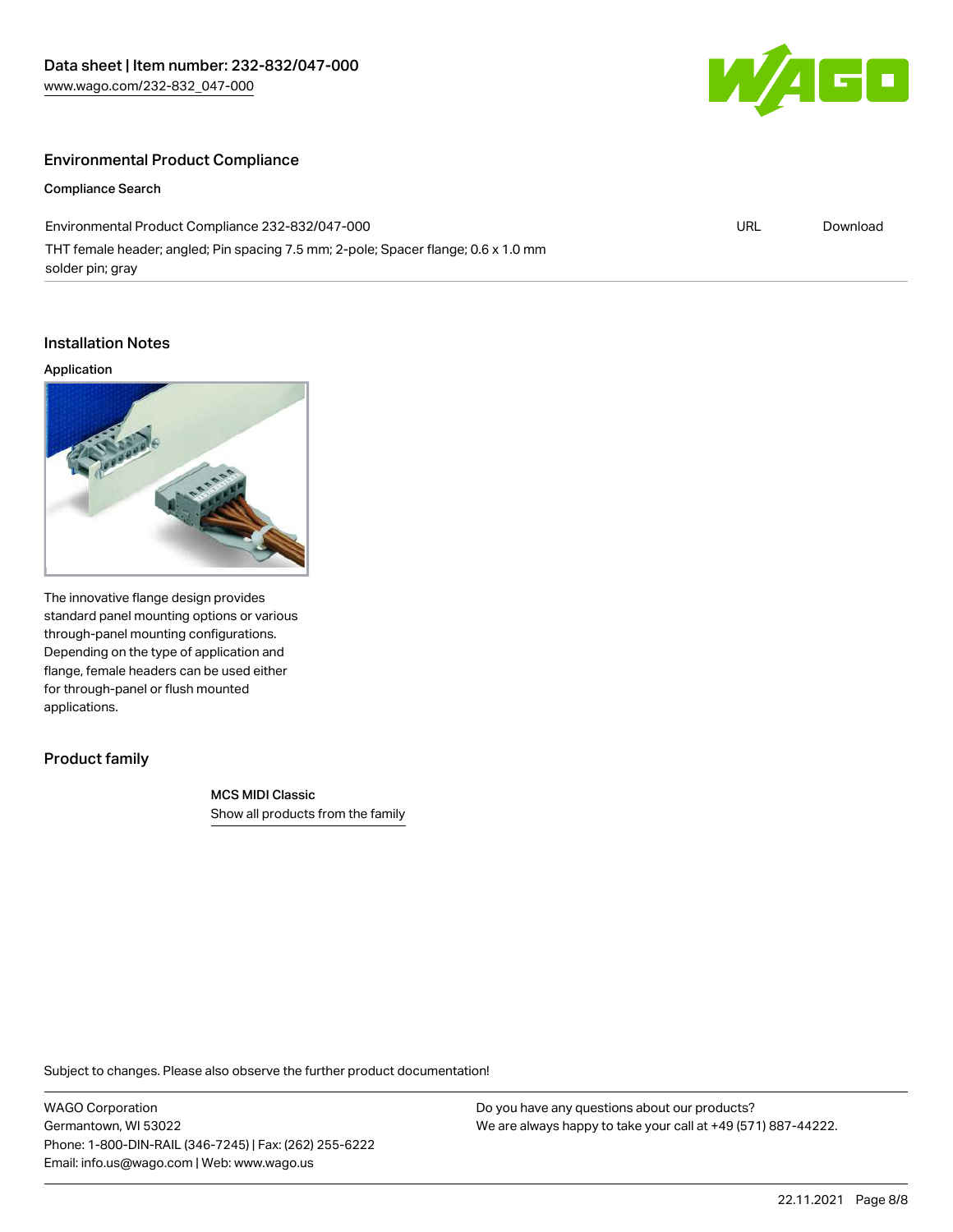## Environmental Product Compliance

### Compliance Search

| | | |
|---|---|---|
| Environmental Product Compliance 232-832/047-000<br>THT female header; angled; Pin spacing 7.5 mm; 2-pole; Spacer flange; 0.6 x 1.0 mm solder pin; gray | URL | Download |

## Installation Notes

### Application

The innovative flange design provides standard panel mounting options or various through-panel mounting configurations. Depending on the type of application and flange, female headers can be used either for through-panel or flush mounted applications.

## Product family

MCS MIDI Classic
Show all products from the family

Subject to changes. Please also observe the further product documentation!

WAGO Corporation
Germantown, WI 53022
Phone: 1-800-DIN-RAIL (346-7245) | Fax: (262) 255-6222
Email: info.us@wago.com | Web: www.wago.us

Do you have any questions about our products?
We are always happy to take your call at +49 (571) 887-44222.